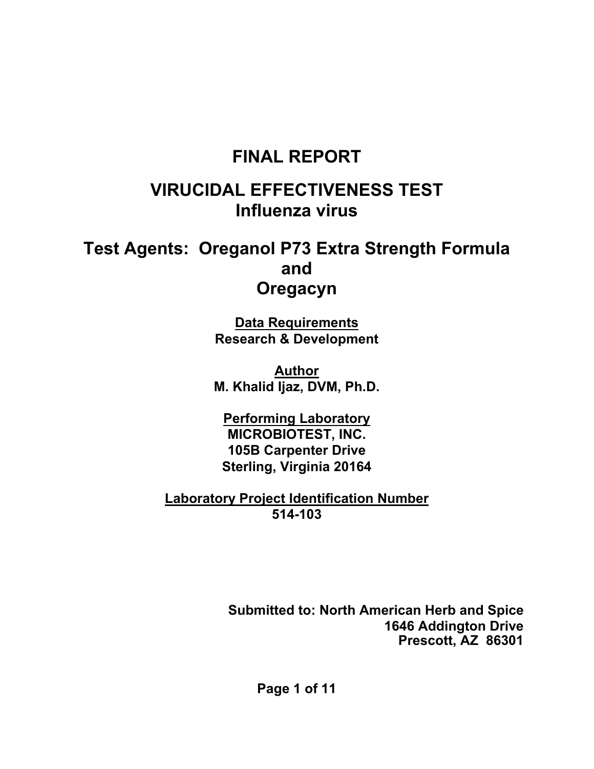# FINAL REPORT

## VIRUCIDAL EFFECTIVENESS TEST
## Influenza virus

## Test Agents: Oreganol P73 Extra Strength Formula and Oregacyn

**Data Requirements**
**Research & Development**

**Author**
**M. Khalid Ijaz, DVM, Ph.D.**

**Performing Laboratory**
**MICROBIOTEST, INC.**
**105B Carpenter Drive**
**Sterling, Virginia 20164**

**Laboratory Project Identification Number**
**514-103**

**Submitted to: North American Herb and Spice**
**1646 Addington Drive**
**Prescott, AZ 86301**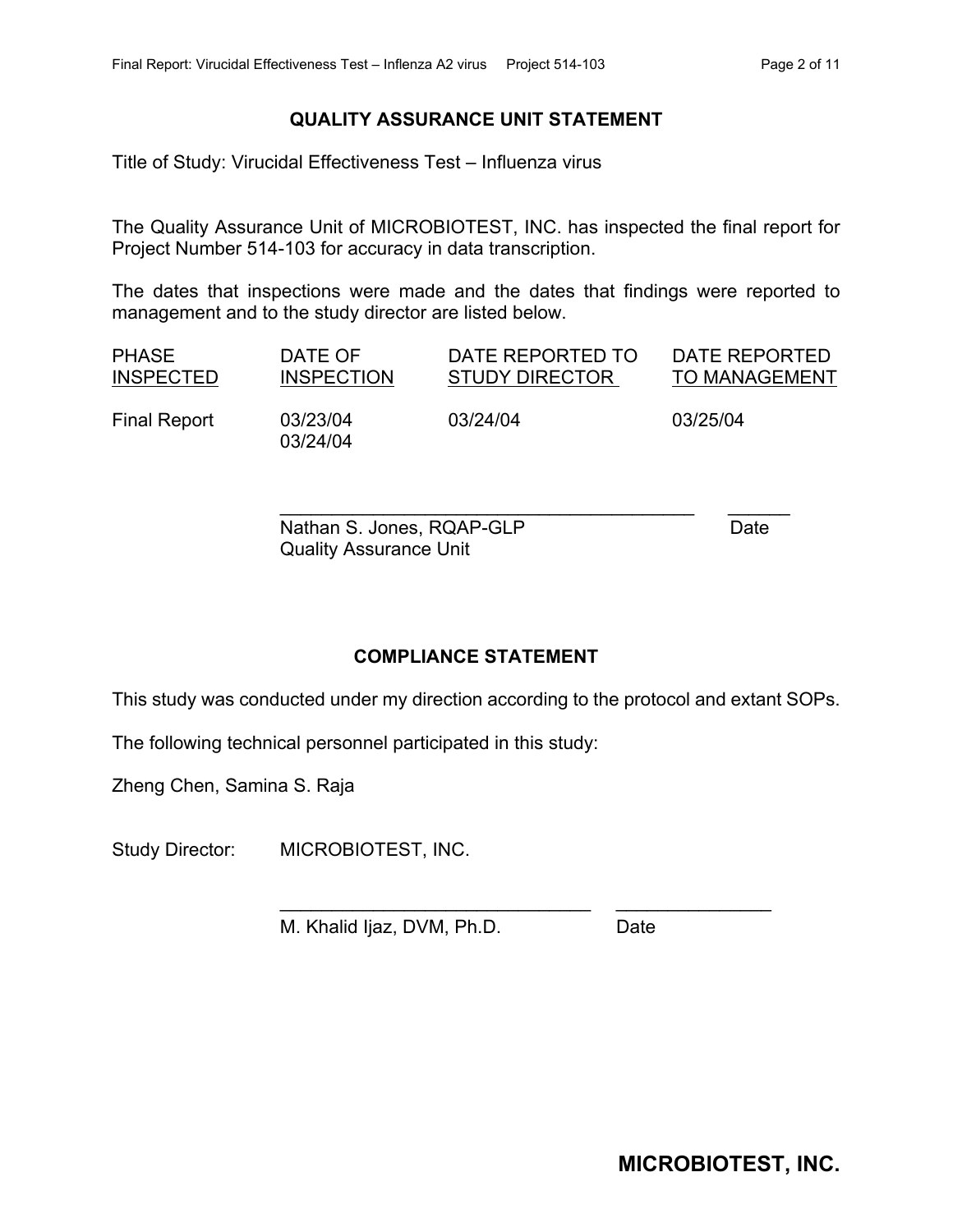## QUALITY ASSURANCE UNIT STATEMENT

Title of Study: Virucidal Effectiveness Test – Influenza virus

The Quality Assurance Unit of MICROBIOTEST, INC. has inspected the final report for Project Number 514-103 for accuracy in data transcription.

The dates that inspections were made and the dates that findings were reported to management and to the study director are listed below.

| PHASE INSPECTED | DATE OF INSPECTION | DATE REPORTED TO STUDY DIRECTOR | DATE REPORTED TO MANAGEMENT |
| --- | --- | --- | --- |
| Final Report | 03/23/04<br>03/24/04 | 03/24/04 | 03/25/04 |

_________________________________________ ______
Nathan S. Jones, RQAP-GLP Date
Quality Assurance Unit

## COMPLIANCE STATEMENT

This study was conducted under my direction according to the protocol and extant SOPs.

The following technical personnel participated in this study:

Zheng Chen, Samina S. Raja

Study Director: MICROBIOTEST, INC.

_______________________________ _______________
M. Khalid Ijaz, DVM, Ph.D. Date

**MICROBIOTEST, INC.**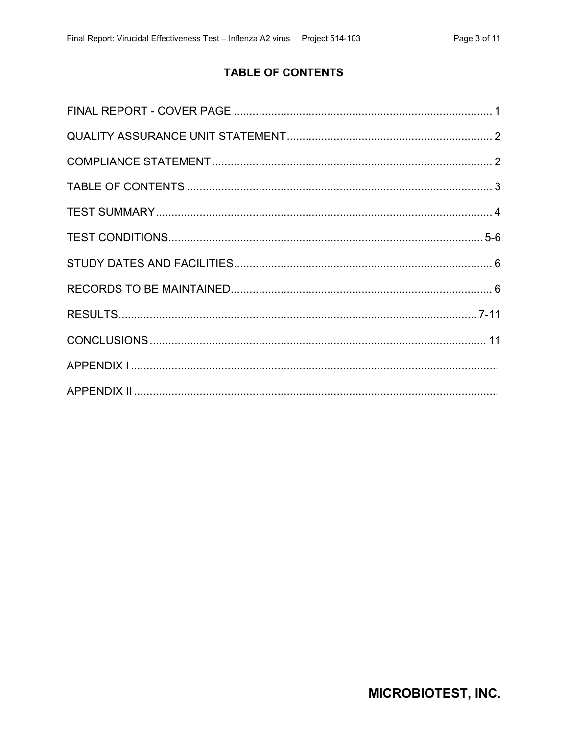# TABLE OF CONTENTS

FINAL REPORT - COVER PAGE ........................................................................................ 1

QUALITY ASSURANCE UNIT STATEMENT.................................................................. 2

COMPLIANCE STATEMENT.......................................................................................... 2

TABLE OF CONTENTS ................................................................................................. 3

TEST SUMMARY........................................................................................................... 4

TEST CONDITIONS................................................................................................... 5-6

STUDY DATES AND FACILITIES.................................................................................. 6

RECORDS TO BE MAINTAINED................................................................................... 6

RESULTS.................................................................................................................. 7-11

CONCLUSIONS ........................................................................................................... 11

APPENDIX I ...................................................................................................................

APPENDIX II ..................................................................................................................

MICROBIOTEST, INC.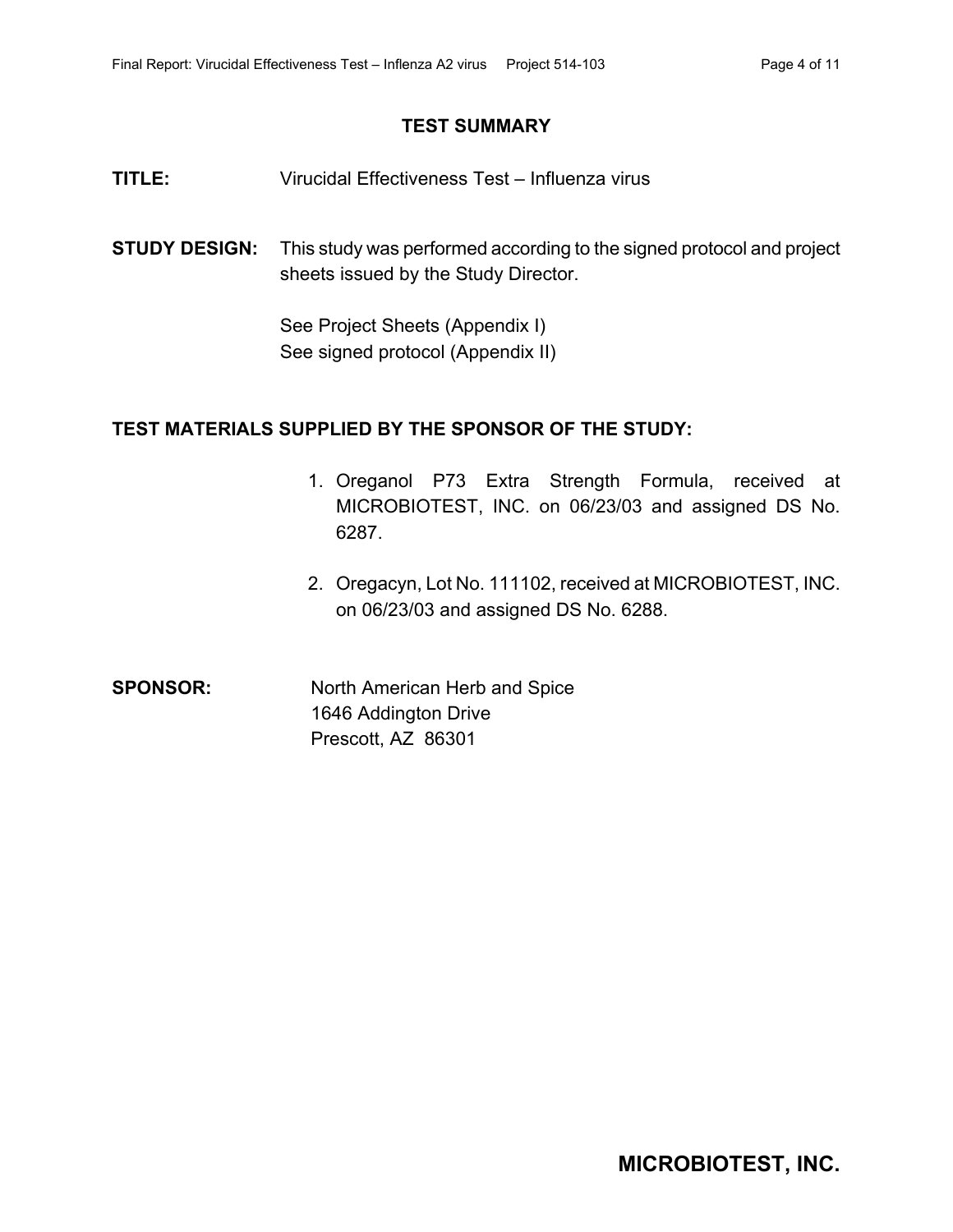## TEST SUMMARY

**TITLE:** Virucidal Effectiveness Test – Influenza virus

**STUDY DESIGN:** This study was performed according to the signed protocol and project sheets issued by the Study Director.

See Project Sheets (Appendix I)
See signed protocol (Appendix II)

**TEST MATERIALS SUPPLIED BY THE SPONSOR OF THE STUDY:**

1. Oreganol P73 Extra Strength Formula, received at MICROBIOTEST, INC. on 06/23/03 and assigned DS No. 6287.

2. Oregacyn, Lot No. 111102, received at MICROBIOTEST, INC. on 06/23/03 and assigned DS No. 6288.

**SPONSOR:** North American Herb and Spice
1646 Addington Drive
Prescott, AZ 86301

**MICROBIOTEST, INC.**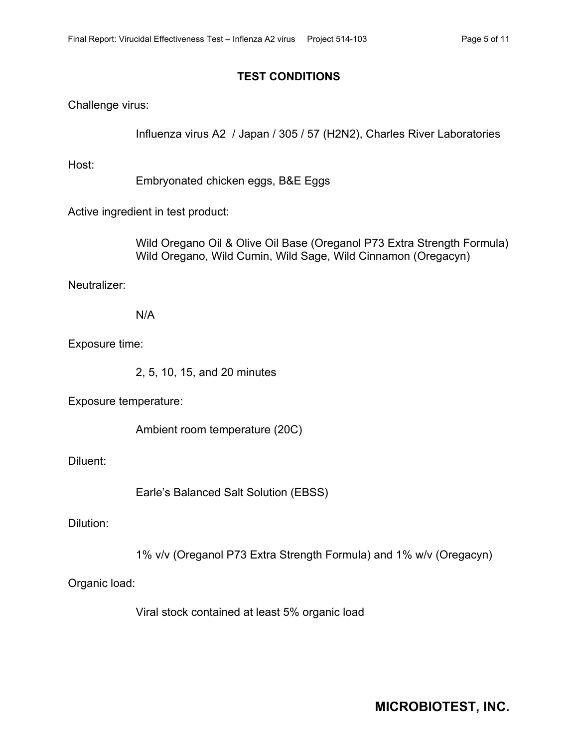## TEST CONDITIONS

Challenge virus:

Influenza virus A2 / Japan / 305 / 57 (H2N2), Charles River Laboratories

Host:

Embryonated chicken eggs, B&E Eggs

Active ingredient in test product:

Wild Oregano Oil & Olive Oil Base (Oreganol P73 Extra Strength Formula)
Wild Oregano, Wild Cumin, Wild Sage, Wild Cinnamon (Oregacyn)

Neutralizer:

N/A

Exposure time:

2, 5, 10, 15, and 20 minutes

Exposure temperature:

Ambient room temperature (20C)

Diluent:

Earle's Balanced Salt Solution (EBSS)

Dilution:

1% v/v (Oreganol P73 Extra Strength Formula) and 1% w/v (Oregacyn)

Organic load:

Viral stock contained at least 5% organic load

**MICROBIOTEST, INC.**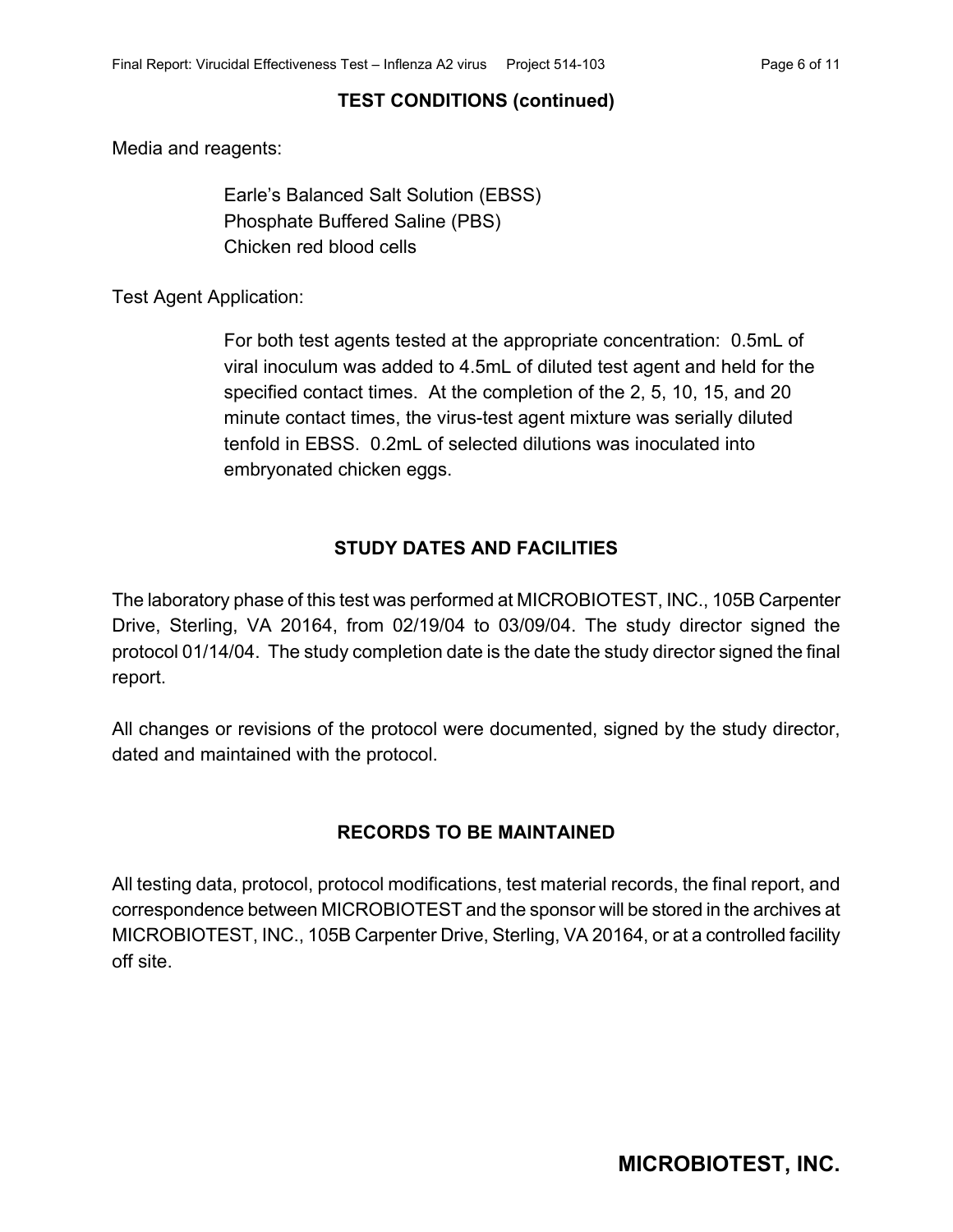## TEST CONDITIONS (continued)

Media and reagents:

> Earle's Balanced Salt Solution (EBSS)
> Phosphate Buffered Saline (PBS)
> Chicken red blood cells

Test Agent Application:

> For both test agents tested at the appropriate concentration: 0.5mL of viral inoculum was added to 4.5mL of diluted test agent and held for the specified contact times. At the completion of the 2, 5, 10, 15, and 20 minute contact times, the virus-test agent mixture was serially diluted tenfold in EBSS. 0.2mL of selected dilutions was inoculated into embryonated chicken eggs.

## STUDY DATES AND FACILITIES

The laboratory phase of this test was performed at MICROBIOTEST, INC., 105B Carpenter Drive, Sterling, VA 20164, from 02/19/04 to 03/09/04. The study director signed the protocol 01/14/04. The study completion date is the date the study director signed the final report.

All changes or revisions of the protocol were documented, signed by the study director, dated and maintained with the protocol.

## RECORDS TO BE MAINTAINED

All testing data, protocol, protocol modifications, test material records, the final report, and correspondence between MICROBIOTEST and the sponsor will be stored in the archives at MICROBIOTEST, INC., 105B Carpenter Drive, Sterling, VA 20164, or at a controlled facility off site.

**MICROBIOTEST, INC.**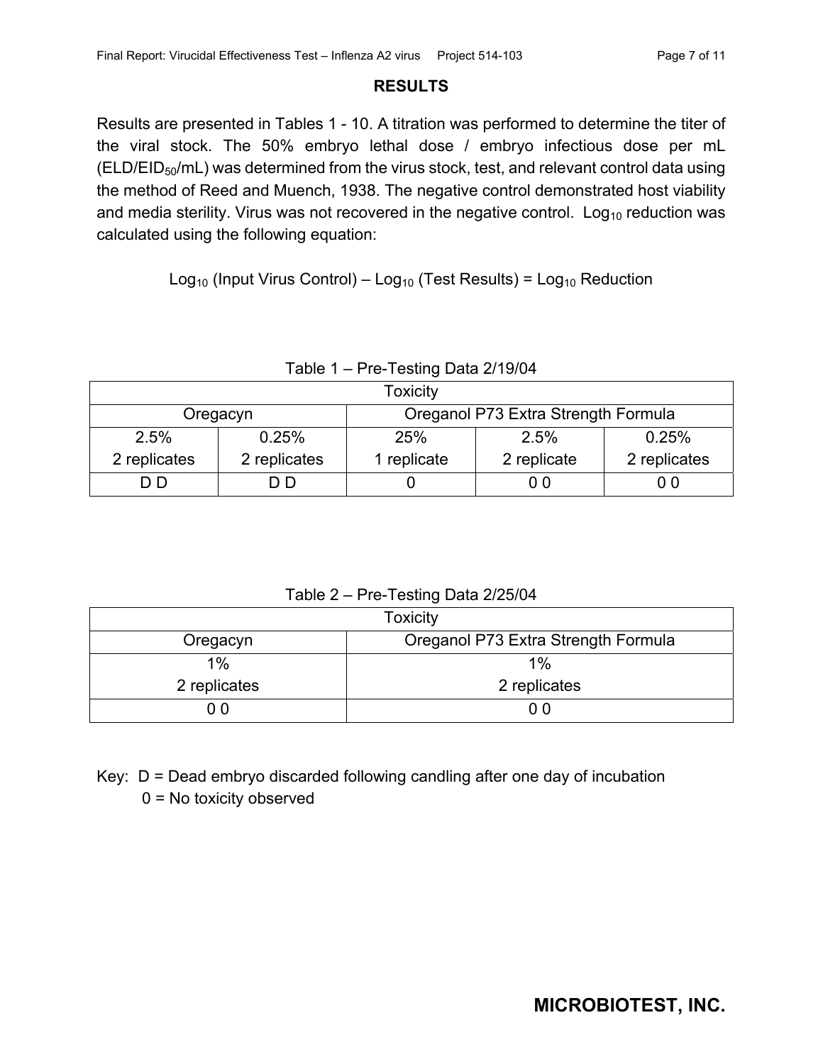## RESULTS

Results are presented in Tables 1 - 10. A titration was performed to determine the titer of the viral stock. The 50% embryo lethal dose / embryo infectious dose per mL ($ELD/EID_{50}$/mL) was determined from the virus stock, test, and relevant control data using the method of Reed and Muench, 1938. The negative control demonstrated host viability and media sterility. Virus was not recovered in the negative control. $Log_{10}$ reduction was calculated using the following equation:

$$Log_{10}\text{ (Input Virus Control)} - Log_{10}\text{ (Test Results)} = Log_{10}\text{ Reduction}$$

Table 1 – Pre-Testing Data 2/19/04

| Toxicity | | | | |
|---|---|---|---|---|
| Oregacyn | | Oreganol P73 Extra Strength Formula | | |
| 2.5%<br>2 replicates | 0.25%<br>2 replicates | 25%<br>1 replicate | 2.5%<br>2 replicate | 0.25%<br>2 replicates |
| D D | D D | 0 | 0 0 | 0 0 |

Table 2 – Pre-Testing Data 2/25/04

| Toxicity | |
|---|---|
| Oregacyn | Oreganol P73 Extra Strength Formula |
| 1%<br>2 replicates | 1%<br>2 replicates |
| 0 0 | 0 0 |

Key: D = Dead embryo discarded following candling after one day of incubation
0 = No toxicity observed

**MICROBIOTEST, INC.**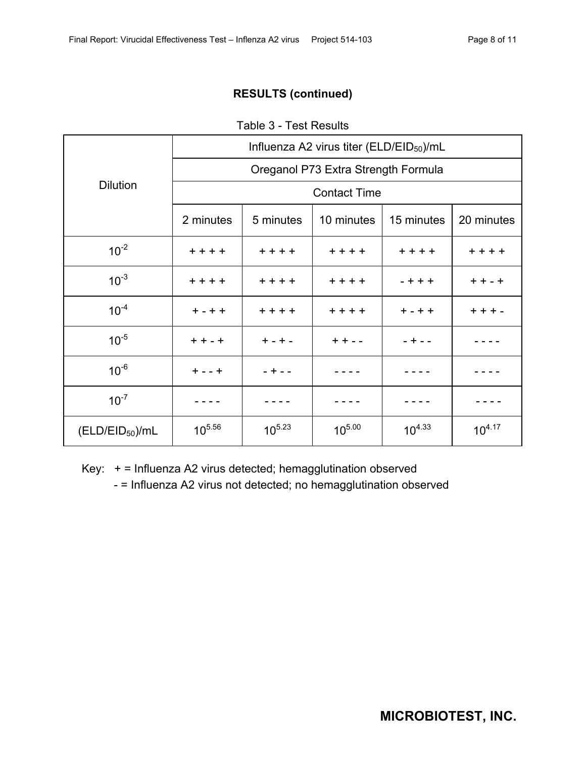**RESULTS (continued)**

Table 3 - Test Results

| Dilution | Influenza A2 virus titer (ELD/EID$_{50}$)/mL | | | | |
|---|---|---|---|---|---|
| | Oreganol P73 Extra Strength Formula | | | | |
| | Contact Time | | | | |
| | 2 minutes | 5 minutes | 10 minutes | 15 minutes | 20 minutes |
| $10^{-2}$ | + + + + | + + + + | + + + + | + + + + | + + + + |
| $10^{-3}$ | + + + + | + + + + | + + + + | - + + + | + + - + |
| $10^{-4}$ | + - + + | + + + + | + + + + | + - + + | + + + - |
| $10^{-5}$ | + + - + | + - + - | + + - - | - + - - | - - - - |
| $10^{-6}$ | + - - + | - + - - | - - - - | - - - - | - - - - |
| $10^{-7}$ | - - - - | - - - - | - - - - | - - - - | - - - - |
| (ELD/EID$_{50}$)/mL | $10^{5.56}$ | $10^{5.23}$ | $10^{5.00}$ | $10^{4.33}$ | $10^{4.17}$ |

Key: + = Influenza A2 virus detected; hemagglutination observed
- = Influenza A2 virus not detected; no hemagglutination observed

**MICROBIOTEST, INC.**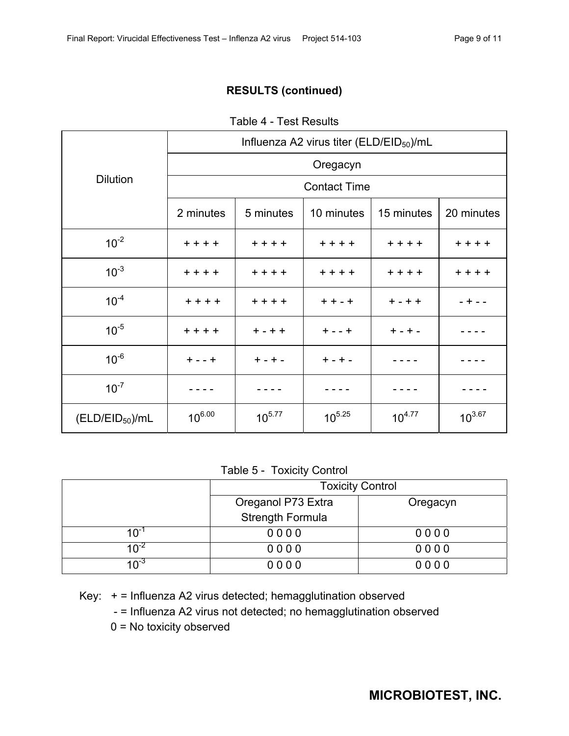**RESULTS (continued)**

Table 4 - Test Results

| Dilution | Influenza A2 virus titer (ELD/EID$_{50}$)/mL | | | | |
|---|---|---|---|---|---|
| | Oregacyn | | | | |
| | Contact Time | | | | |
| | 2 minutes | 5 minutes | 10 minutes | 15 minutes | 20 minutes |
| $10^{-2}$ | + + + + | + + + + | + + + + | + + + + | + + + + |
| $10^{-3}$ | + + + + | + + + + | + + + + | + + + + | + + + + |
| $10^{-4}$ | + + + + | + + + + | + + - + | + - + + | - + - - |
| $10^{-5}$ | + + + + | + - + + | + - - + | + - + - | - - - - |
| $10^{-6}$ | + - - + | + - + - | + - + - | - - - - | - - - - |
| $10^{-7}$ | - - - - | - - - - | - - - - | - - - - | - - - - |
| (ELD/EID$_{50}$)/mL | $10^{6.00}$ | $10^{5.77}$ | $10^{5.25}$ | $10^{4.77}$ | $10^{3.67}$ |

Table 5 - Toxicity Control

| | Toxicity Control | |
|---|---|---|
| | Oreganol P73 Extra Strength Formula | Oregacyn |
| $10^{-1}$ | 0 0 0 0 | 0 0 0 0 |
| $10^{-2}$ | 0 0 0 0 | 0 0 0 0 |
| $10^{-3}$ | 0 0 0 0 | 0 0 0 0 |

Key: + = Influenza A2 virus detected; hemagglutination observed
- = Influenza A2 virus not detected; no hemagglutination observed
0 = No toxicity observed

**MICROBIOTEST, INC.**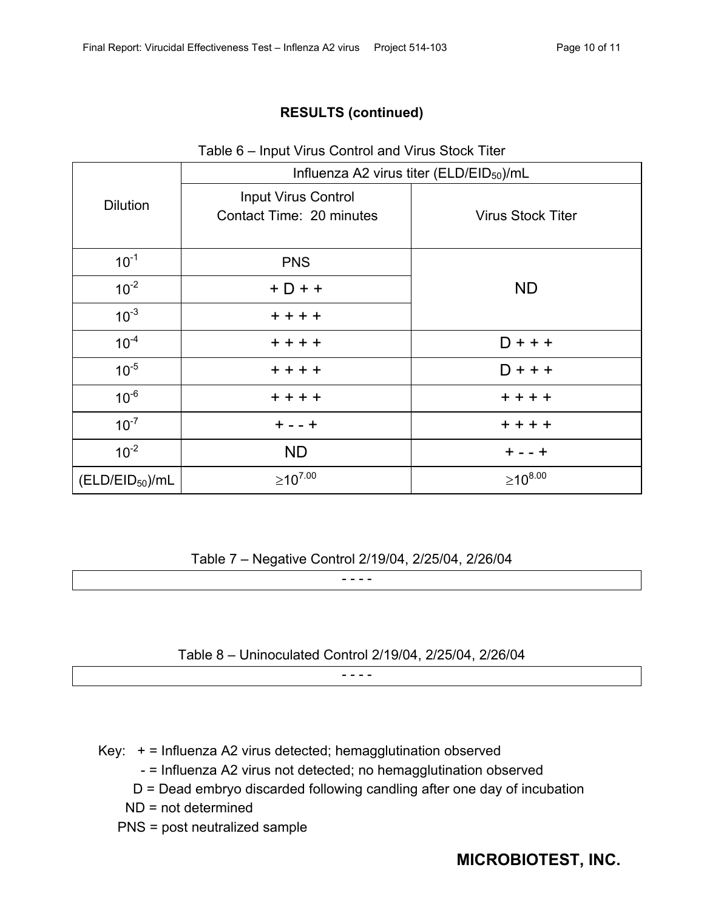## RESULTS (continued)

Table 6 – Input Virus Control and Virus Stock Titer

| Dilution | Influenza A2 virus titer (ELD/EID$_{50}$)/mL | |
|---|---|---|
| | Input Virus Control Contact Time: 20 minutes | Virus Stock Titer |
| $10^{-1}$ | PNS | ND |
| $10^{-2}$ | + D + + | |
| $10^{-3}$ | + + + + | |
| $10^{-4}$ | + + + + | D + + + |
| $10^{-5}$ | + + + + | D + + + |
| $10^{-6}$ | + + + + | + + + + |
| $10^{-7}$ | + - - + | + + + + |
| $10^{-2}$ | ND | + - - + |
| (ELD/EID$_{50}$)/mL | $\geq 10^{7.00}$ | $\geq 10^{8.00}$ |

Table 7 – Negative Control 2/19/04, 2/25/04, 2/26/04

| - - - - |
|---|

Table 8 – Uninoculated Control 2/19/04, 2/25/04, 2/26/04

| - - - - |
|---|

Key: + = Influenza A2 virus detected; hemagglutination observed
- = Influenza A2 virus not detected; no hemagglutination observed
D = Dead embryo discarded following candling after one day of incubation
ND = not determined
PNS = post neutralized sample

**MICROBIOTEST, INC.**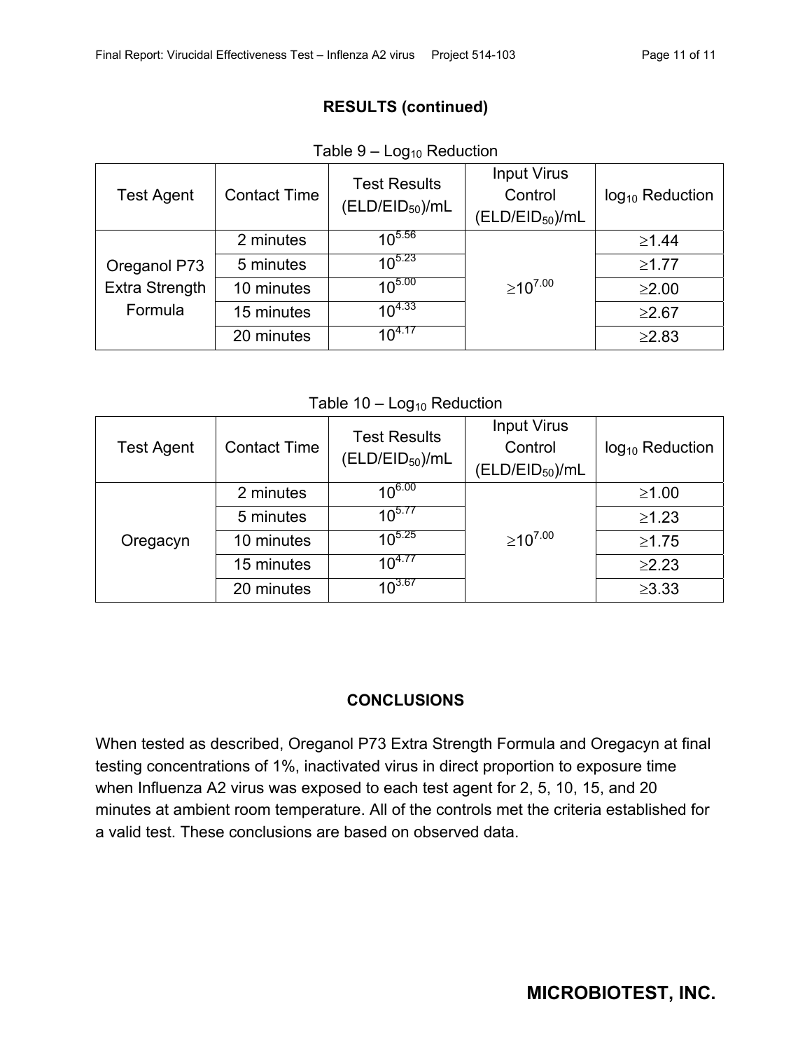**RESULTS (continued)**

Table 9 – $Log_{10}$ Reduction

| Test Agent | Contact Time | Test Results $(ELD/EID_{50})/mL$ | Input Virus Control $(ELD/EID_{50})/mL$ | $log_{10}$ Reduction |
|---|---|---|---|---|
| Oreganol P73 Extra Strength Formula | 2 minutes | $10^{5.56}$ | $\geq 10^{7.00}$ | $\geq 1.44$ |
| | 5 minutes | $10^{5.23}$ | | $\geq 1.77$ |
| | 10 minutes | $10^{5.00}$ | | $\geq 2.00$ |
| | 15 minutes | $10^{4.33}$ | | $\geq 2.67$ |
| | 20 minutes | $10^{4.17}$ | | $\geq 2.83$ |

Table 10 – $Log_{10}$ Reduction

| Test Agent | Contact Time | Test Results $(ELD/EID_{50})/mL$ | Input Virus Control $(ELD/EID_{50})/mL$ | $log_{10}$ Reduction |
|---|---|---|---|---|
| Oregacyn | 2 minutes | $10^{6.00}$ | $\geq 10^{7.00}$ | $\geq 1.00$ |
| | 5 minutes | $10^{5.77}$ | | $\geq 1.23$ |
| | 10 minutes | $10^{5.25}$ | | $\geq 1.75$ |
| | 15 minutes | $10^{4.77}$ | | $\geq 2.23$ |
| | 20 minutes | $10^{3.67}$ | | $\geq 3.33$ |

**CONCLUSIONS**

When tested as described, Oreganol P73 Extra Strength Formula and Oregacyn at final testing concentrations of 1%, inactivated virus in direct proportion to exposure time when Influenza A2 virus was exposed to each test agent for 2, 5, 10, 15, and 20 minutes at ambient room temperature. All of the controls met the criteria established for a valid test. These conclusions are based on observed data.

**MICROBIOTEST, INC.**